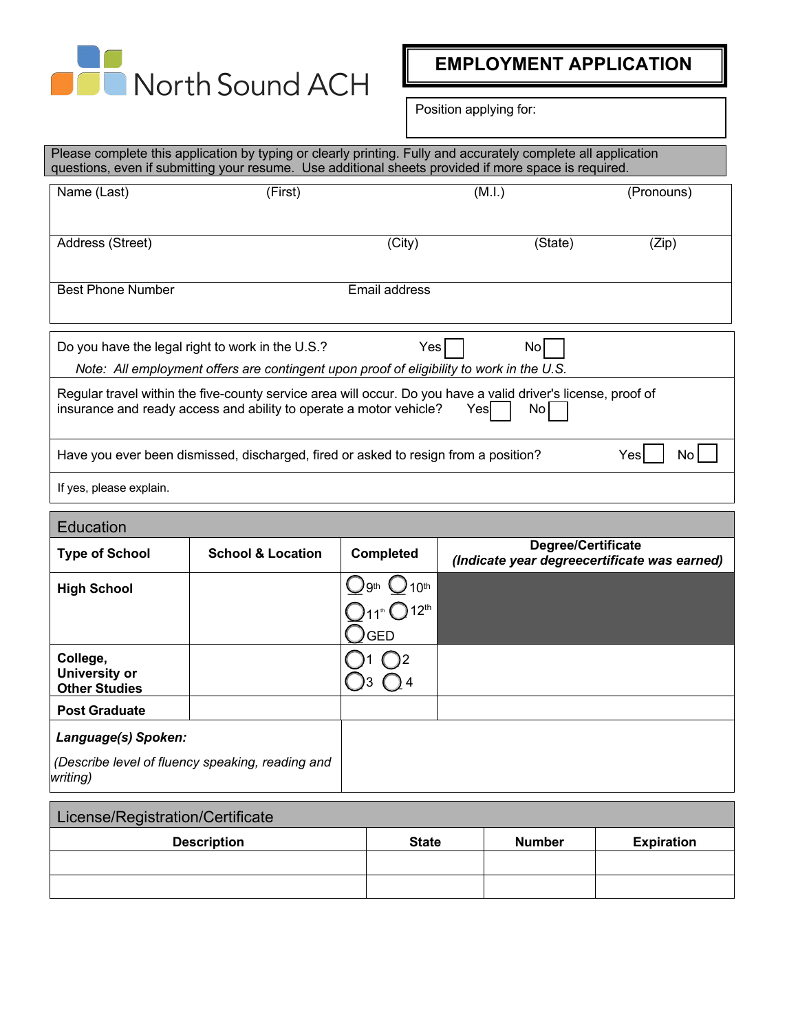North Sound ACH

# EMPLOYMENT APPLICATION

Position applying for:

Please complete this application by typing or clearly printing. Fully and accurately complete all application questions, even if submitting your resume. Use additional sheets provided if more space is required.

| Name (Last) | (First) | (M.I.) | (Pronouns) |
|---|---|---|---|
| | | | |
| **Address (Street)** | **(City)** | **(State)** | **(Zip)** |
| | | | |
| **Best Phone Number** | **Email address** | | |
| | | | |

Do you have the legal right to work in the U.S.? Yes ☐ No ☐

*Note: All employment offers are contingent upon proof of eligibility to work in the U.S.*

Regular travel within the five-county service area will occur. Do you have a valid driver's license, proof of insurance and ready access and ability to operate a motor vehicle? Yes ☐ No ☐

Have you ever been dismissed, discharged, fired or asked to resign from a position? Yes ☐ No ☐

If yes, please explain.

## Education

| Type of School | School & Location | Completed | Degree/Certificate *(Indicate year degreecertificate was earned)* |
|---|---|---|---|
| **High School** | | ◯ 9th ◯ 10th ◯ 11th ◯ 12th ◯ GED | |
| **College, University or Other Studies** | | ◯ 1 ◯ 2 ◯ 3 ◯ 4 | |
| **Post Graduate** | | | |

***Language(s) Spoken:***

*(Describe level of fluency speaking, reading and writing)*

## License/Registration/Certificate

| Description | State | Number | Expiration |
|---|---|---|---|
| | | | |
| | | | |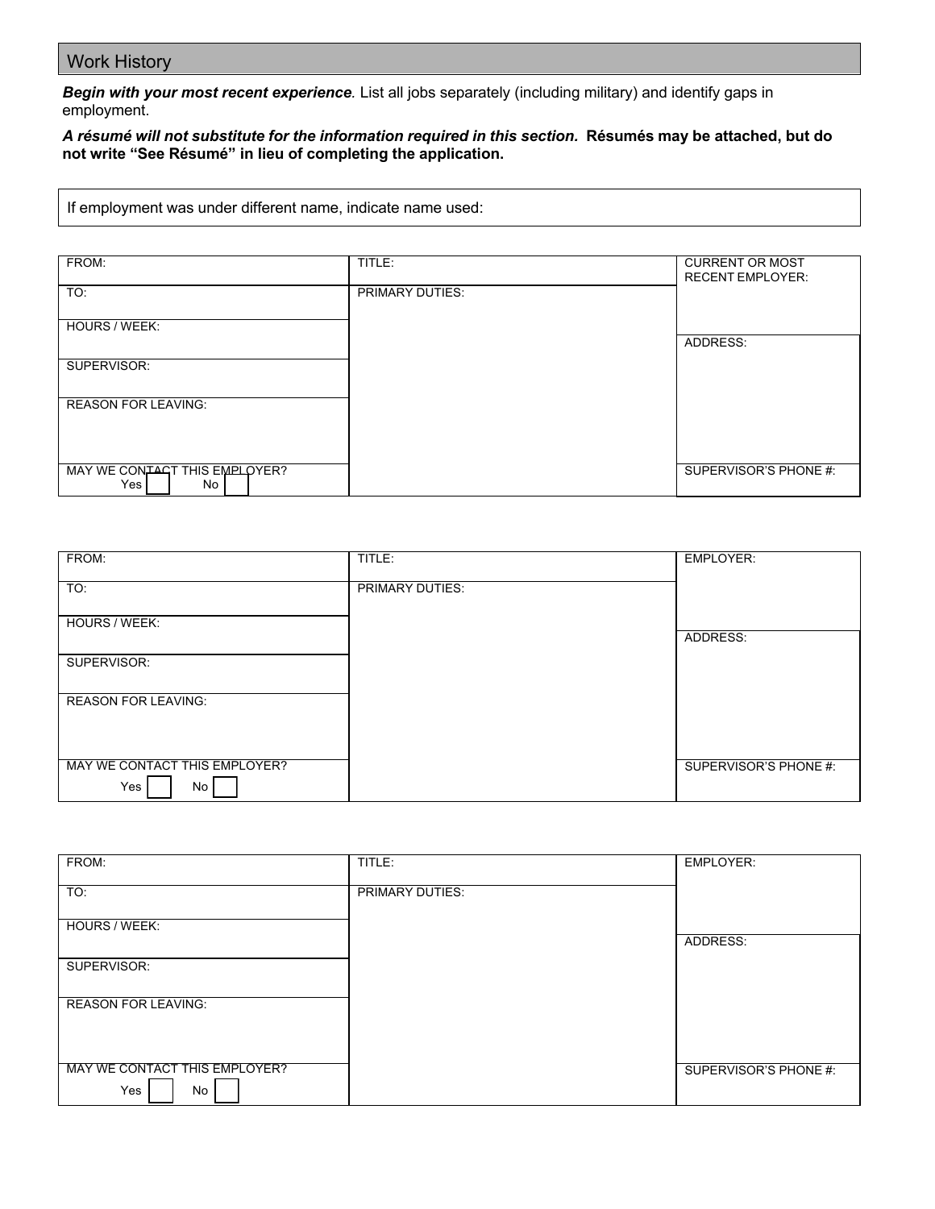## Work History

***Begin with your most recent experience***. List all jobs separately (including military) and identify gaps in employment.

***A résumé will not substitute for the information required in this section.* Résumés may be attached, but do not write "See Résumé" in lieu of completing the application.**

| If employment was under different name, indicate name used: |
| --- |

| FROM: | TITLE: | CURRENT OR MOST RECENT EMPLOYER: |
| --- | --- | --- |
| TO: | PRIMARY DUTIES: | |
| HOURS / WEEK: | | ADDRESS: |
| SUPERVISOR: | | |
| REASON FOR LEAVING: | | |
| MAY WE CONTACT THIS EMPLOYER? Yes ☐ No ☐ | | SUPERVISOR'S PHONE #: |

| FROM: | TITLE: | EMPLOYER: |
| --- | --- | --- |
| TO: | PRIMARY DUTIES: | |
| HOURS / WEEK: | | ADDRESS: |
| SUPERVISOR: | | |
| REASON FOR LEAVING: | | |
| MAY WE CONTACT THIS EMPLOYER? Yes ☐ No ☐ | | SUPERVISOR'S PHONE #: |

| FROM: | TITLE: | EMPLOYER: |
| --- | --- | --- |
| TO: | PRIMARY DUTIES: | |
| HOURS / WEEK: | | ADDRESS: |
| SUPERVISOR: | | |
| REASON FOR LEAVING: | | |
| MAY WE CONTACT THIS EMPLOYER? Yes ☐ No ☐ | | SUPERVISOR'S PHONE #: |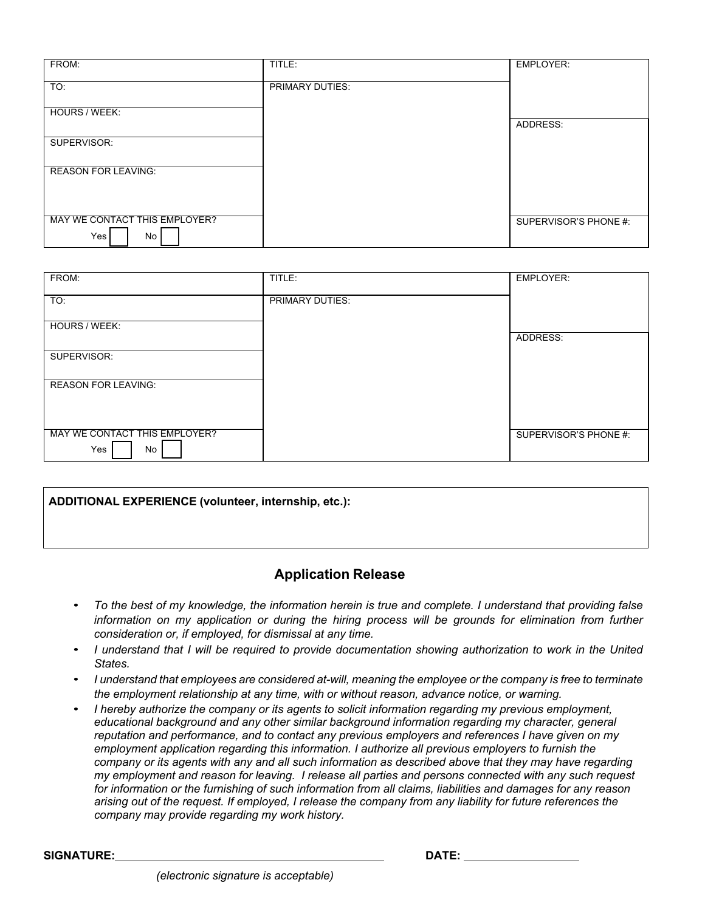| | | |
|---|---|---|
| FROM: | TITLE: | EMPLOYER: |
| TO: | PRIMARY DUTIES: | |
| HOURS / WEEK: | | ADDRESS: |
| SUPERVISOR: | | |
| REASON FOR LEAVING: | | |
| MAY WE CONTACT THIS EMPLOYER? Yes ☐ No ☐ | | SUPERVISOR'S PHONE #: |

| | | |
|---|---|---|
| FROM: | TITLE: | EMPLOYER: |
| TO: | PRIMARY DUTIES: | |
| HOURS / WEEK: | | ADDRESS: |
| SUPERVISOR: | | |
| REASON FOR LEAVING: | | |
| MAY WE CONTACT THIS EMPLOYER? Yes ☐ No ☐ | | SUPERVISOR'S PHONE #: |

**ADDITIONAL EXPERIENCE (volunteer, internship, etc.):**

## Application Release

- *To the best of my knowledge, the information herein is true and complete. I understand that providing false information on my application or during the hiring process will be grounds for elimination from further consideration or, if employed, for dismissal at any time.*
- *I understand that I will be required to provide documentation showing authorization to work in the United States.*
- *I understand that employees are considered at-will, meaning the employee or the company is free to terminate the employment relationship at any time, with or without reason, advance notice, or warning.*
- *I hereby authorize the company or its agents to solicit information regarding my previous employment, educational background and any other similar background information regarding my character, general reputation and performance, and to contact any previous employers and references I have given on my employment application regarding this information. I authorize all previous employers to furnish the company or its agents with any and all such information as described above that they may have regarding my employment and reason for leaving. I release all parties and persons connected with any such request for information or the furnishing of such information from all claims, liabilities and damages for any reason arising out of the request. If employed, I release the company from any liability for future references the company may provide regarding my work history.*

**SIGNATURE:** ____________________________________________ **DATE:** ____________________

*(electronic signature is acceptable)*